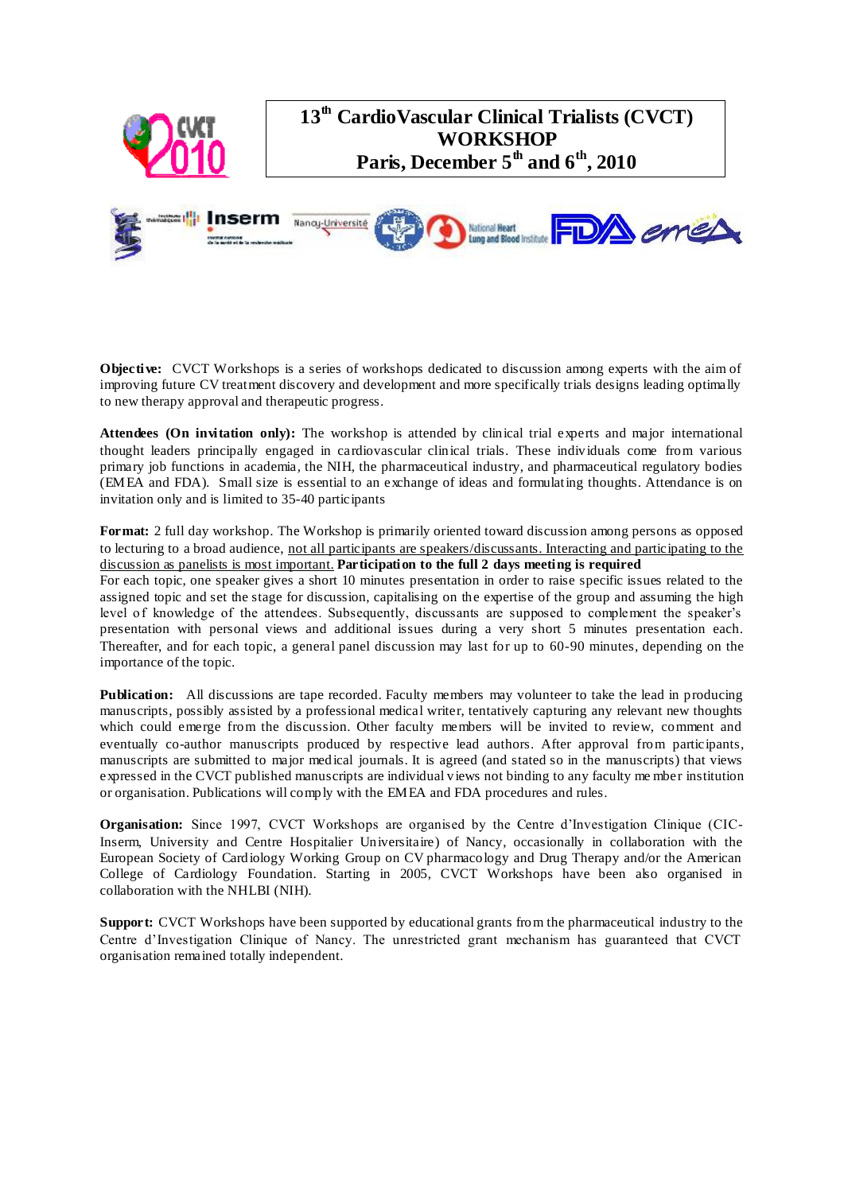# 13th CardioVascular Clinical Trialists (CVCT) WORKSHOP
## Paris, December 5th and 6th, 2010

**Objective:** CVCT Workshops is a series of workshops dedicated to discussion among experts with the aim of improving future CV treatment discovery and development and more specifically trials designs leading optimally to new therapy approval and therapeutic progress.

**Attendees (On invitation only):** The workshop is attended by clinical trial experts and major international thought leaders principally engaged in cardiovascular clinical trials. These individuals come from various primary job functions in academia, the NIH, the pharmaceutical industry, and pharmaceutical regulatory bodies (EMEA and FDA). Small size is essential to an exchange of ideas and formulating thoughts. Attendance is on invitation only and is limited to 35-40 participants

**Format:** 2 full day workshop. The Workshop is primarily oriented toward discussion among persons as opposed to lecturing to a broad audience, not all participants are speakers/discussants. Interacting and participating to the discussion as panelists is most important. **Participation to the full 2 days meeting is required**
For each topic, one speaker gives a short 10 minutes presentation in order to raise specific issues related to the assigned topic and set the stage for discussion, capitalising on the expertise of the group and assuming the high level of knowledge of the attendees. Subsequently, discussants are supposed to complement the speaker's presentation with personal views and additional issues during a very short 5 minutes presentation each. Thereafter, and for each topic, a general panel discussion may last for up to 60-90 minutes, depending on the importance of the topic.

**Publication:** All discussions are tape recorded. Faculty members may volunteer to take the lead in producing manuscripts, possibly assisted by a professional medical writer, tentatively capturing any relevant new thoughts which could emerge from the discussion. Other faculty members will be invited to review, comment and eventually co-author manuscripts produced by respective lead authors. After approval from participants, manuscripts are submitted to major medical journals. It is agreed (and stated so in the manuscripts) that views expressed in the CVCT published manuscripts are individual views not binding to any faculty member institution or organisation. Publications will comply with the EMEA and FDA procedures and rules.

**Organisation:** Since 1997, CVCT Workshops are organised by the Centre d'Investigation Clinique (CIC-Inserm, University and Centre Hospitalier Universitaire) of Nancy, occasionally in collaboration with the European Society of Cardiology Working Group on CV pharmacology and Drug Therapy and/or the American College of Cardiology Foundation. Starting in 2005, CVCT Workshops have been also organised in collaboration with the NHLBI (NIH).

**Support:** CVCT Workshops have been supported by educational grants from the pharmaceutical industry to the Centre d'Investigation Clinique of Nancy. The unrestricted grant mechanism has guaranteed that CVCT organisation remained totally independent.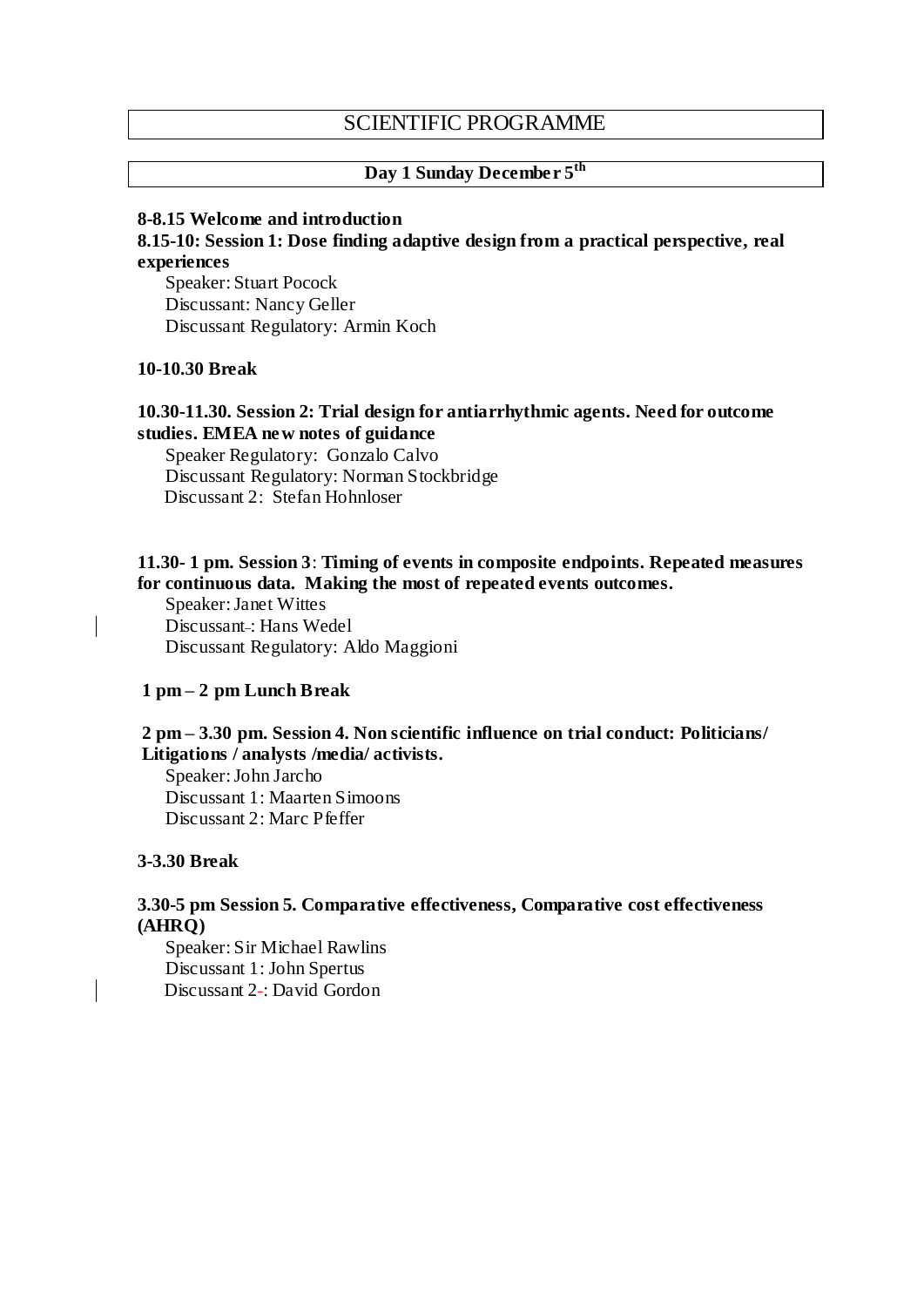# SCIENTIFIC PROGRAMME

## Day 1 Sunday December 5th

**8-8.15 Welcome and introduction**

**8.15-10: Session 1: Dose finding adaptive design from a practical perspective, real experiences**

Speaker: Stuart Pocock
Discussant: Nancy Geller
Discussant Regulatory: Armin Koch

**10-10.30 Break**

**10.30-11.30. Session 2: Trial design for antiarrhythmic agents. Need for outcome studies. EMEA new notes of guidance**

Speaker Regulatory: Gonzalo Calvo
Discussant Regulatory: Norman Stockbridge
Discussant 2: Stefan Hohnloser

**11.30- 1 pm. Session 3: Timing of events in composite endpoints. Repeated measures for continuous data. Making the most of repeated events outcomes.**

Speaker: Janet Wittes
Discussant: Hans Wedel
Discussant Regulatory: Aldo Maggioni

**1 pm – 2 pm Lunch Break**

**2 pm – 3.30 pm. Session 4. Non scientific influence on trial conduct: Politicians/ Litigations / analysts /media/ activists.**

Speaker: John Jarcho
Discussant 1: Maarten Simoons
Discussant 2: Marc Pfeffer

**3-3.30 Break**

**3.30-5 pm Session 5. Comparative effectiveness, Comparative cost effectiveness (AHRQ)**

Speaker: Sir Michael Rawlins
Discussant 1: John Spertus
Discussant 2: David Gordon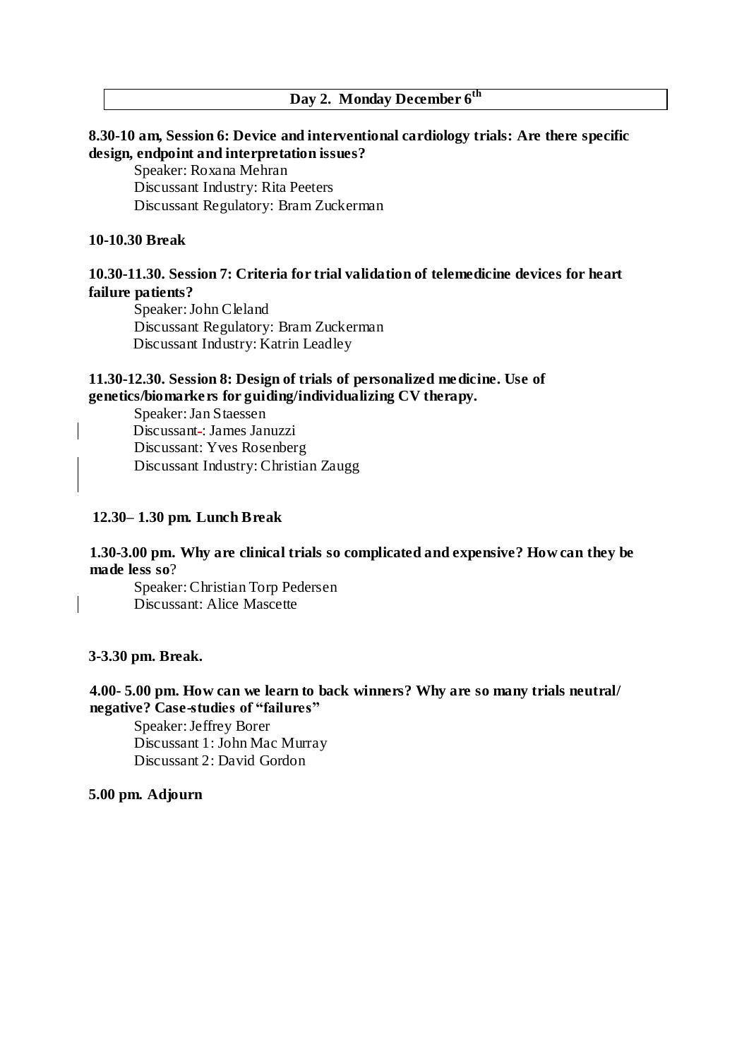## Day 2. Monday December 6th

**8.30-10 am, Session 6: Device and interventional cardiology trials: Are there specific design, endpoint and interpretation issues?**

Speaker: Roxana Mehran
Discussant Industry: Rita Peeters
Discussant Regulatory: Bram Zuckerman

**10-10.30 Break**

**10.30-11.30. Session 7: Criteria for trial validation of telemedicine devices for heart failure patients?**

Speaker: John Cleland
Discussant Regulatory: Bram Zuckerman
Discussant Industry: Katrin Leadley

**11.30-12.30. Session 8: Design of trials of personalized medicine. Use of genetics/biomarkers for guiding/individualizing CV therapy.**

Speaker: Jan Staessen
Discussant-: James Januzzi
Discussant: Yves Rosenberg
Discussant Industry: Christian Zaugg

**12.30– 1.30 pm. Lunch Break**

**1.30-3.00 pm. Why are clinical trials so complicated and expensive? How can they be made less so?**

Speaker: Christian Torp Pedersen
Discussant: Alice Mascette

**3-3.30 pm. Break.**

**4.00- 5.00 pm. How can we learn to back winners? Why are so many trials neutral/ negative? Case-studies of "failures"**

Speaker: Jeffrey Borer
Discussant 1: John Mac Murray
Discussant 2: David Gordon

**5.00 pm. Adjourn**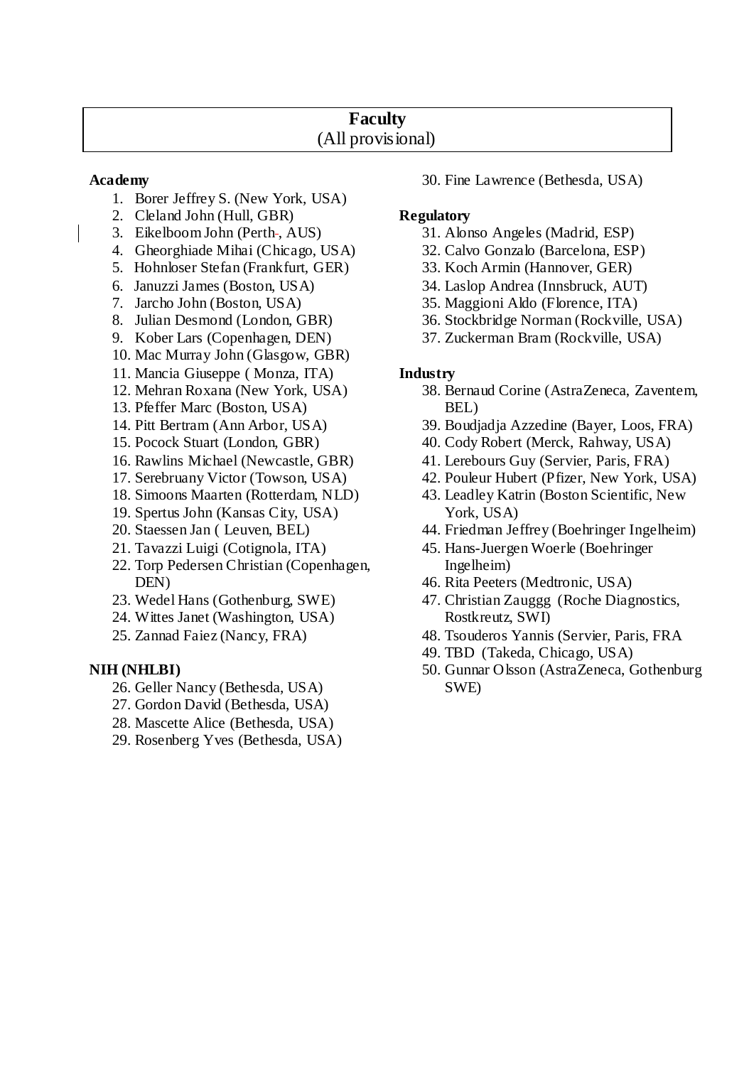## Faculty
(All provisional)

**Academy**

1. Borer Jeffrey S. (New York, USA)
2. Cleland John (Hull, GBR)
3. Eikelboom John (Perth-, AUS)
4. Gheorghiade Mihai (Chicago, USA)
5. Hohnloser Stefan (Frankfurt, GER)
6. Januzzi James (Boston, USA)
7. Jarcho John (Boston, USA)
8. Julian Desmond (London, GBR)
9. Kober Lars (Copenhagen, DEN)
10. Mac Murray John (Glasgow, GBR)
11. Mancia Giuseppe ( Monza, ITA)
12. Mehran Roxana (New York, USA)
13. Pfeffer Marc (Boston, USA)
14. Pitt Bertram (Ann Arbor, USA)
15. Pocock Stuart (London, GBR)
16. Rawlins Michael (Newcastle, GBR)
17. Serebruany Victor (Towson, USA)
18. Simoons Maarten (Rotterdam, NLD)
19. Spertus John (Kansas City, USA)
20. Staessen Jan ( Leuven, BEL)
21. Tavazzi Luigi (Cotignola, ITA)
22. Torp Pedersen Christian (Copenhagen, DEN)
23. Wedel Hans (Gothenburg, SWE)
24. Wittes Janet (Washington, USA)
25. Zannad Faiez (Nancy, FRA)

**NIH (NHLBI)**

26. Geller Nancy (Bethesda, USA)
27. Gordon David (Bethesda, USA)
28. Mascette Alice (Bethesda, USA)
29. Rosenberg Yves (Bethesda, USA)
30. Fine Lawrence (Bethesda, USA)

**Regulatory**

31. Alonso Angeles (Madrid, ESP)
32. Calvo Gonzalo (Barcelona, ESP)
33. Koch Armin (Hannover, GER)
34. Laslop Andrea (Innsbruck, AUT)
35. Maggioni Aldo (Florence, ITA)
36. Stockbridge Norman (Rockville, USA)
37. Zuckerman Bram (Rockville, USA)

**Industry**

38. Bernaud Corine (AstraZeneca, Zaventem, BEL)
39. Boudjadja Azzedine (Bayer, Loos, FRA)
40. Cody Robert (Merck, Rahway, USA)
41. Lerebours Guy (Servier, Paris, FRA)
42. Pouleur Hubert (Pfizer, New York, USA)
43. Leadley Katrin (Boston Scientific, New York, USA)
44. Friedman Jeffrey (Boehringer Ingelheim)
45. Hans-Juergen Woerle (Boehringer Ingelheim)
46. Rita Peeters (Medtronic, USA)
47. Christian Zauggg (Roche Diagnostics, Rostkreutz, SWI)
48. Tsouderos Yannis (Servier, Paris, FRA
49. TBD (Takeda, Chicago, USA)
50. Gunnar Olsson (AstraZeneca, Gothenburg SWE)